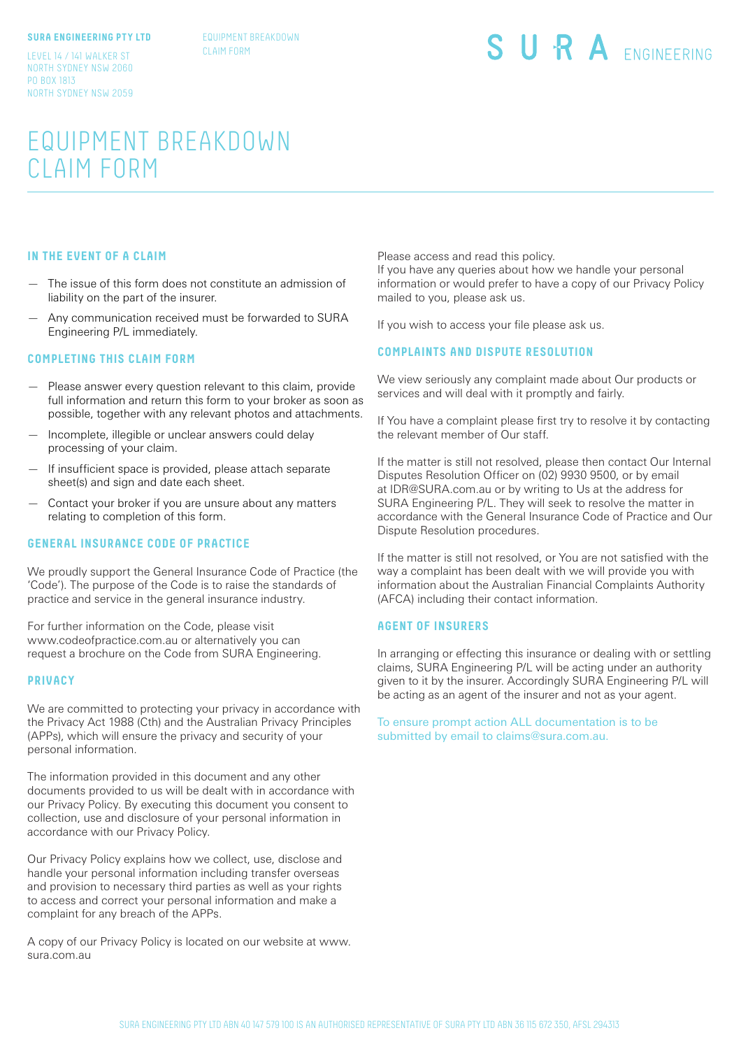**SURA ENGINEERING PTY LTD**

LEVEL 14 / 141 WALKER ST
NORTH SYDNEY NSW 2060
PO BOX 1813
NORTH SYDNEY NSW 2059

EQUIPMENT BREAKDOWN CLAIM FORM

SURA ENGINEERING

# EQUIPMENT BREAKDOWN CLAIM FORM

## IN THE EVENT OF A CLAIM

- The issue of this form does not constitute an admission of liability on the part of the insurer.
- Any communication received must be forwarded to SURA Engineering P/L immediately.

## COMPLETING THIS CLAIM FORM

- Please answer every question relevant to this claim, provide full information and return this form to your broker as soon as possible, together with any relevant photos and attachments.
- Incomplete, illegible or unclear answers could delay processing of your claim.
- If insufficient space is provided, please attach separate sheet(s) and sign and date each sheet.
- Contact your broker if you are unsure about any matters relating to completion of this form.

## GENERAL INSURANCE CODE OF PRACTICE

We proudly support the General Insurance Code of Practice (the 'Code'). The purpose of the Code is to raise the standards of practice and service in the general insurance industry.

For further information on the Code, please visit www.codeofpractice.com.au or alternatively you can request a brochure on the Code from SURA Engineering.

## PRIVACY

We are committed to protecting your privacy in accordance with the Privacy Act 1988 (Cth) and the Australian Privacy Principles (APPs), which will ensure the privacy and security of your personal information.

The information provided in this document and any other documents provided to us will be dealt with in accordance with our Privacy Policy. By executing this document you consent to collection, use and disclosure of your personal information in accordance with our Privacy Policy.

Our Privacy Policy explains how we collect, use, disclose and handle your personal information including transfer overseas and provision to necessary third parties as well as your rights to access and correct your personal information and make a complaint for any breach of the APPs.

A copy of our Privacy Policy is located on our website at www.sura.com.au

Please access and read this policy.
If you have any queries about how we handle your personal information or would prefer to have a copy of our Privacy Policy mailed to you, please ask us.

If you wish to access your file please ask us.

## COMPLAINTS AND DISPUTE RESOLUTION

We view seriously any complaint made about Our products or services and will deal with it promptly and fairly.

If You have a complaint please first try to resolve it by contacting the relevant member of Our staff.

If the matter is still not resolved, please then contact Our Internal Disputes Resolution Officer on (02) 9930 9500, or by email at IDR@SURA.com.au or by writing to Us at the address for SURA Engineering P/L. They will seek to resolve the matter in accordance with the General Insurance Code of Practice and Our Dispute Resolution procedures.

If the matter is still not resolved, or You are not satisfied with the way a complaint has been dealt with we will provide you with information about the Australian Financial Complaints Authority (AFCA) including their contact information.

## AGENT OF INSURERS

In arranging or effecting this insurance or dealing with or settling claims, SURA Engineering P/L will be acting under an authority given to it by the insurer. Accordingly SURA Engineering P/L will be acting as an agent of the insurer and not as your agent.

To ensure prompt action ALL documentation is to be submitted by email to claims@sura.com.au.

SURA ENGINEERING PTY LTD ABN 40 147 579 100 IS AN AUTHORISED REPRESENTATIVE OF SURA PTY LTD ABN 36 115 672 350, AFSL 294313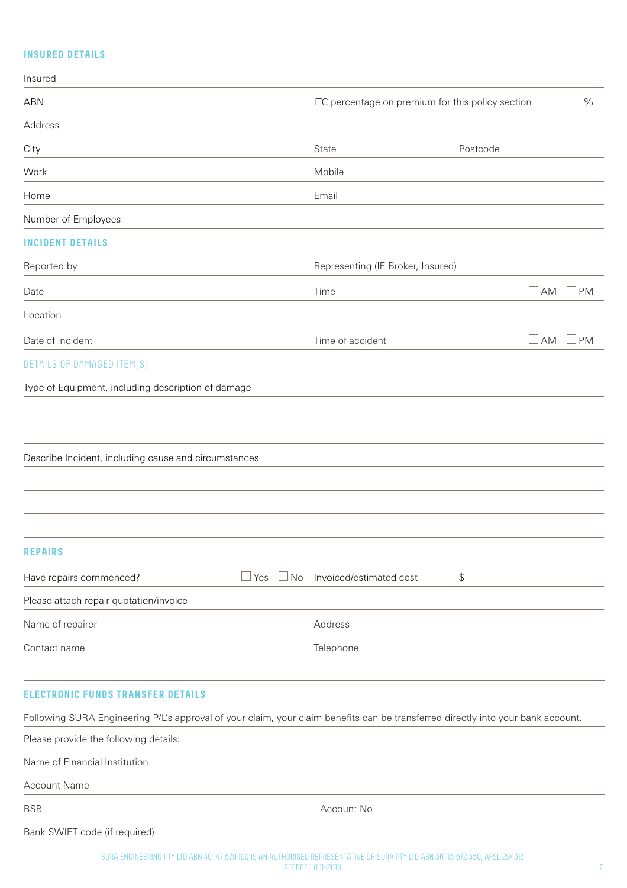## INSURED DETAILS

Insured

ABN | ITC percentage on premium for this policy section %

Address

City | State | Postcode

Work | Mobile

Home | Email

Number of Employees

## INCIDENT DETAILS

Reported by | Representing (IE Broker, Insured)

Date | Time ☐ AM ☐ PM

Location

Date of incident | Time of accident ☐ AM ☐ PM

### DETAILS OF DAMAGED ITEM(S)

Type of Equipment, including description of damage

Describe Incident, including cause and circumstances

## REPAIRS

Have repairs commenced? ☐ Yes ☐ No | Invoiced/estimated cost $

Please attach repair quotation/invoice

Name of repairer | Address

Contact name | Telephone

## ELECTRONIC FUNDS TRANSFER DETAILS

Following SURA Engineering P/L's approval of your claim, your claim benefits can be transferred directly into your bank account.

Please provide the following details:

Name of Financial Institution

Account Name

BSB | Account No

Bank SWIFT code (if required)

SURA ENGINEERING PTY LTD ABN 40 147 579 100 IS AN AUTHORISED REPRESENTATIVE OF SURA PTY LTD ABN 36 115 672 350, AFSL 294313
SEEBCF 1.0 11-2018